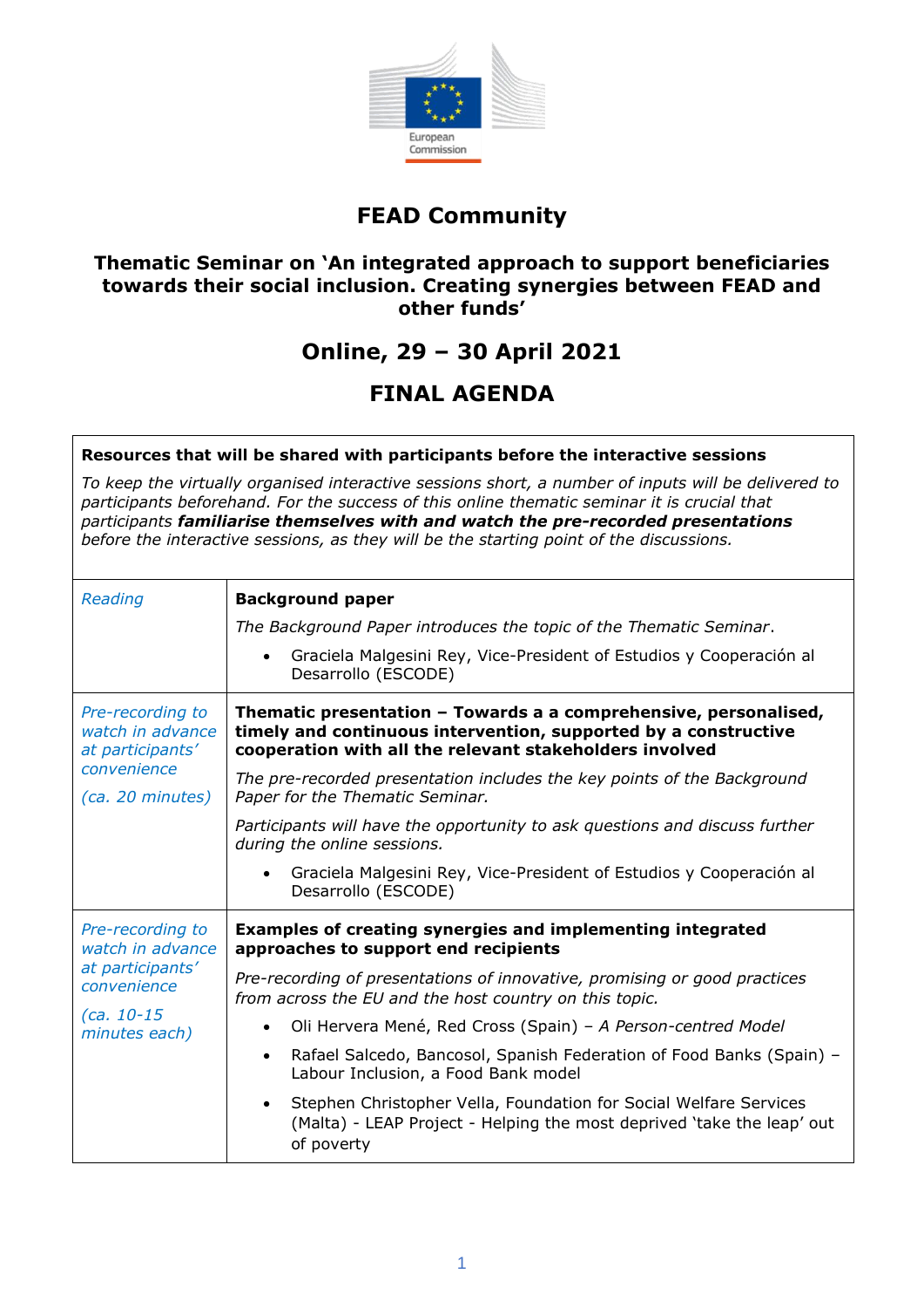# FEAD Community

## Thematic Seminar on 'An integrated approach to support beneficiaries towards their social inclusion. Creating synergies between FEAD and other funds'

## Online, 29 – 30 April 2021

## FINAL AGENDA

| **Resources that will be shared with participants before the interactive sessions** | |
|---|---|
| *To keep the virtually organised interactive sessions short, a number of inputs will be delivered to participants beforehand. For the success of this online thematic seminar it is crucial that participants* ***familiarise themselves with and watch the pre-recorded presentations*** *before the interactive sessions, as they will be the starting point of the discussions.* | |
| *Reading* | **Background paper**<br><br>*The Background Paper introduces the topic of the Thematic Seminar*.<br><br>• Graciela Malgesini Rey, Vice-President of Estudios y Cooperación al Desarrollo (ESCODE) |
| *Pre-recording to watch in advance at participants' convenience*<br><br>*(ca. 20 minutes)* | **Thematic presentation – Towards a a comprehensive, personalised, timely and continuous intervention, supported by a constructive cooperation with all the relevant stakeholders involved**<br><br>*The pre-recorded presentation includes the key points of the Background Paper for the Thematic Seminar.*<br><br>*Participants will have the opportunity to ask questions and discuss further during the online sessions.*<br><br>• Graciela Malgesini Rey, Vice-President of Estudios y Cooperación al Desarrollo (ESCODE) |
| *Pre-recording to watch in advance at participants' convenience*<br><br>*(ca. 10-15 minutes each)* | **Examples of creating synergies and implementing integrated approaches to support end recipients**<br><br>*Pre-recording of presentations of innovative, promising or good practices from across the EU and the host country on this topic.*<br><br>• Oli Hervera Mené, Red Cross (Spain) – *A Person-centred Model*<br>• Rafael Salcedo, Bancosol, Spanish Federation of Food Banks (Spain) – Labour Inclusion, a Food Bank model<br>• Stephen Christopher Vella, Foundation for Social Welfare Services (Malta) - LEAP Project - Helping the most deprived 'take the leap' out of poverty |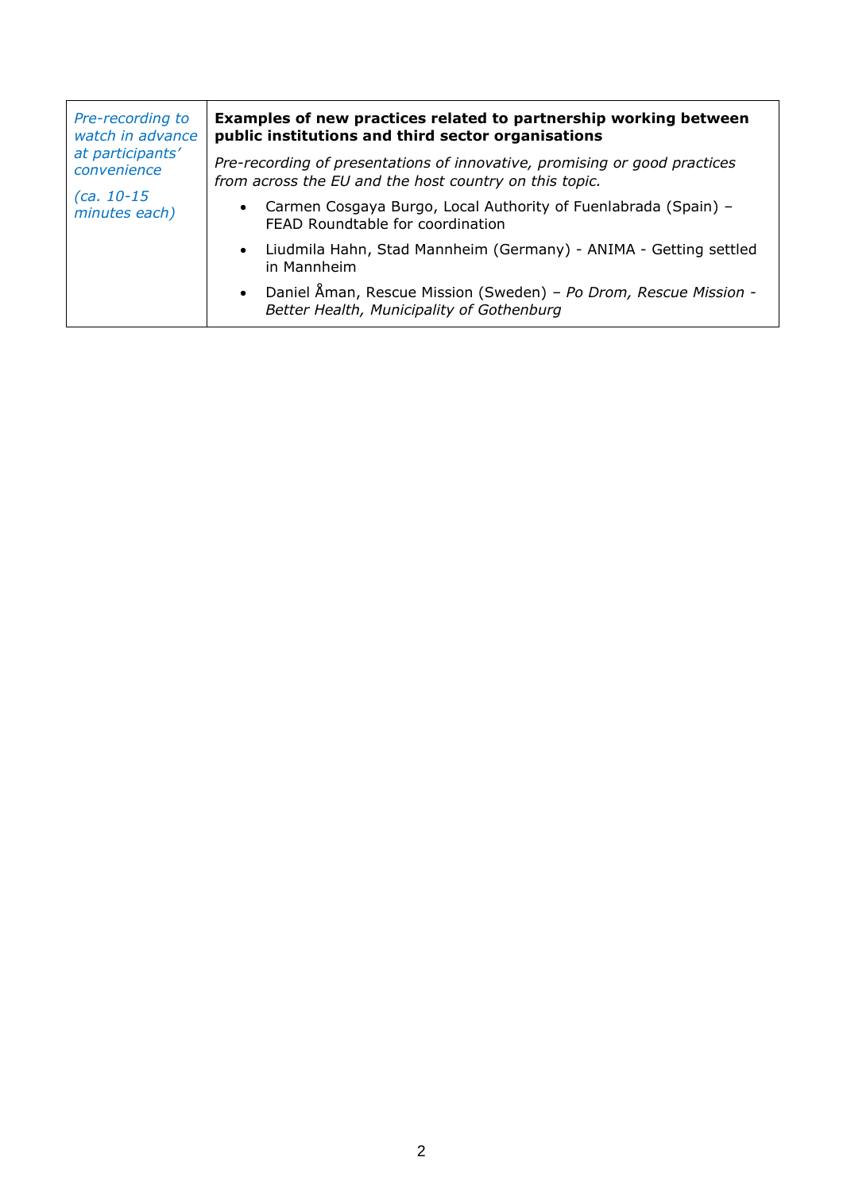| *Pre-recording to watch in advance at participants' convenience*<br><br>*(ca. 10-15 minutes each)* | **Examples of new practices related to partnership working between public institutions and third sector organisations**<br><br>*Pre-recording of presentations of innovative, promising or good practices from across the EU and the host country on this topic.*<br><br>• Carmen Cosgaya Burgo, Local Authority of Fuenlabrada (Spain) – FEAD Roundtable for coordination<br>• Liudmila Hahn, Stad Mannheim (Germany) - ANIMA - Getting settled in Mannheim<br>• Daniel Åman, Rescue Mission (Sweden) – *Po Drom, Rescue Mission - Better Health, Municipality of Gothenburg* |
|---|---|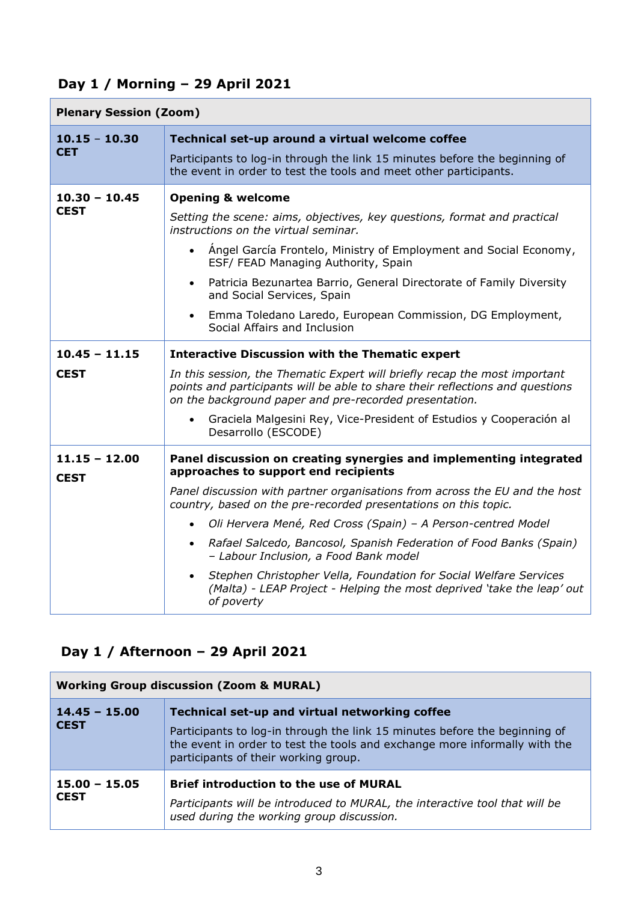## Day 1 / Morning – 29 April 2021

| Plenary Session (Zoom) | |
|---|---|
| **10.15 – 10.30 CET** | **Technical set-up around a virtual welcome coffee**<br>Participants to log-in through the link 15 minutes before the beginning of the event in order to test the tools and meet other participants. |
| **10.30 – 10.45 CEST** | **Opening & welcome**<br>*Setting the scene: aims, objectives, key questions, format and practical instructions on the virtual seminar.*<br>• Ángel García Frontelo, Ministry of Employment and Social Economy, ESF/ FEAD Managing Authority, Spain<br>• Patricia Bezunartea Barrio, General Directorate of Family Diversity and Social Services, Spain<br>• Emma Toledano Laredo, European Commission, DG Employment, Social Affairs and Inclusion |
| **10.45 – 11.15 CEST** | **Interactive Discussion with the Thematic expert**<br>*In this session, the Thematic Expert will briefly recap the most important points and participants will be able to share their reflections and questions on the background paper and pre-recorded presentation.*<br>• Graciela Malgesini Rey, Vice-President of Estudios y Cooperación al Desarrollo (ESCODE) |
| **11.15 – 12.00 CEST** | **Panel discussion on creating synergies and implementing integrated approaches to support end recipients**<br>*Panel discussion with partner organisations from across the EU and the host country, based on the pre-recorded presentations on this topic.*<br>• *Oli Hervera Mené, Red Cross (Spain) – A Person-centred Model*<br>• *Rafael Salcedo, Bancosol, Spanish Federation of Food Banks (Spain) – Labour Inclusion, a Food Bank model*<br>• *Stephen Christopher Vella, Foundation for Social Welfare Services (Malta) - LEAP Project - Helping the most deprived 'take the leap' out of poverty* |

## Day 1 / Afternoon – 29 April 2021

| Working Group discussion (Zoom & MURAL) | |
|---|---|
| **14.45 – 15.00 CEST** | **Technical set-up and virtual networking coffee**<br>Participants to log-in through the link 15 minutes before the beginning of the event in order to test the tools and exchange more informally with the participants of their working group. |
| **15.00 – 15.05 CEST** | **Brief introduction to the use of MURAL**<br>*Participants will be introduced to MURAL, the interactive tool that will be used during the working group discussion.* |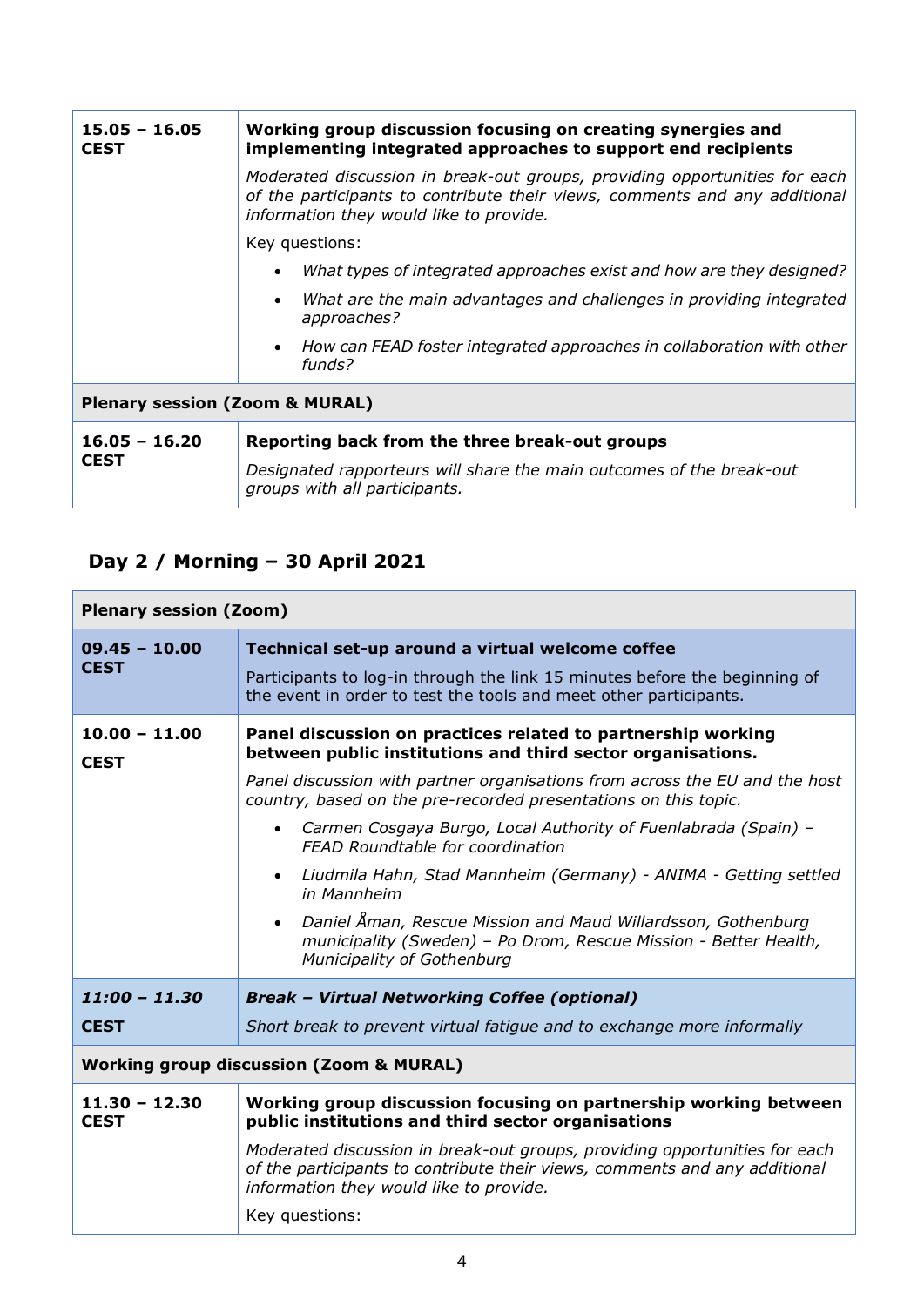| | |
|---|---|
| **15.05 – 16.05 CEST** | **Working group discussion focusing on creating synergies and implementing integrated approaches to support end recipients**<br>*Moderated discussion in break-out groups, providing opportunities for each of the participants to contribute their views, comments and any additional information they would like to provide.*<br>Key questions:<br>• *What types of integrated approaches exist and how are they designed?*<br>• *What are the main advantages and challenges in providing integrated approaches?*<br>• *How can FEAD foster integrated approaches in collaboration with other funds?* |
| **Plenary session (Zoom & MURAL)** | |
| **16.05 – 16.20 CEST** | **Reporting back from the three break-out groups**<br>*Designated rapporteurs will share the main outcomes of the break-out groups with all participants.* |

## Day 2 / Morning – 30 April 2021

| | |
|---|---|
| **Plenary session (Zoom)** | |
| **09.45 – 10.00 CEST** | **Technical set-up around a virtual welcome coffee**<br>Participants to log-in through the link 15 minutes before the beginning of the event in order to test the tools and meet other participants. |
| **10.00 – 11.00 CEST** | **Panel discussion on practices related to partnership working between public institutions and third sector organisations.**<br>*Panel discussion with partner organisations from across the EU and the host country, based on the pre-recorded presentations on this topic.*<br>• *Carmen Cosgaya Burgo, Local Authority of Fuenlabrada (Spain) – FEAD Roundtable for coordination*<br>• *Liudmila Hahn, Stad Mannheim (Germany) - ANIMA - Getting settled in Mannheim*<br>• *Daniel Åman, Rescue Mission and Maud Willardsson, Gothenburg municipality (Sweden) – Po Drom, Rescue Mission - Better Health, Municipality of Gothenburg* |
| ***11:00 – 11.30 CEST*** | ***Break – Virtual Networking Coffee (optional)***<br>*Short break to prevent virtual fatigue and to exchange more informally* |
| **Working group discussion (Zoom & MURAL)** | |
| **11.30 – 12.30 CEST** | **Working group discussion focusing on partnership working between public institutions and third sector organisations**<br>*Moderated discussion in break-out groups, providing opportunities for each of the participants to contribute their views, comments and any additional information they would like to provide.*<br>Key questions: |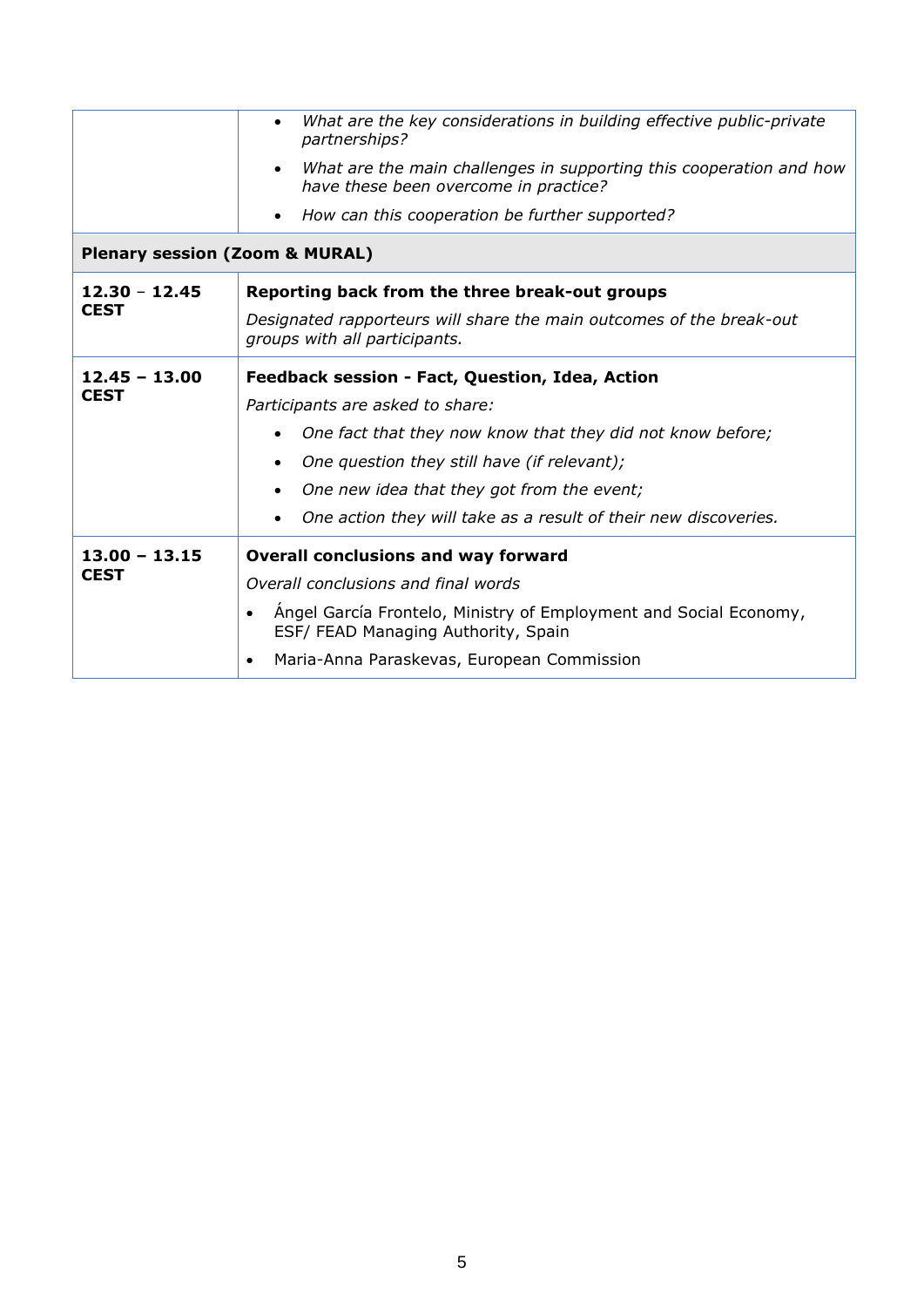| | |
|---|---|
| | • *What are the key considerations in building effective public-private partnerships?*<br>• *What are the main challenges in supporting this cooperation and how have these been overcome in practice?*<br>• *How can this cooperation be further supported?* |
| **Plenary session (Zoom & MURAL)** | |
| **12.30 – 12.45 CEST** | **Reporting back from the three break-out groups**<br>*Designated rapporteurs will share the main outcomes of the break-out groups with all participants.* |
| **12.45 – 13.00 CEST** | **Feedback session - Fact, Question, Idea, Action**<br>*Participants are asked to share:*<br>• *One fact that they now know that they did not know before;*<br>• *One question they still have (if relevant);*<br>• *One new idea that they got from the event;*<br>• *One action they will take as a result of their new discoveries.* |
| **13.00 – 13.15 CEST** | **Overall conclusions and way forward**<br>*Overall conclusions and final words*<br>• Ángel García Frontelo, Ministry of Employment and Social Economy, ESF/ FEAD Managing Authority, Spain<br>• Maria-Anna Paraskevas, European Commission |